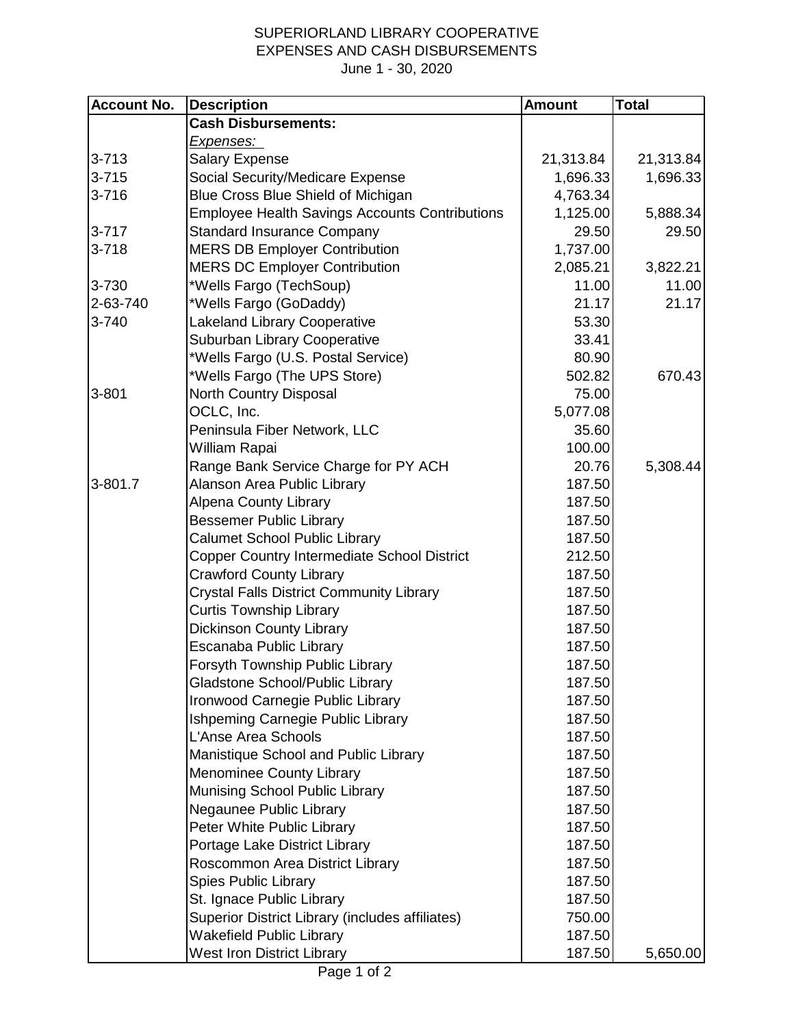# SUPERIORLAND LIBRARY COOPERATIVE
## EXPENSES AND CASH DISBURSEMENTS
June 1 - 30, 2020

| Account No. | Description | Amount | Total |
|---|---|---|---|
| | **Cash Disbursements:** | | |
| | *Expenses:* | | |
| 3-713 | Salary Expense | 21,313.84 | 21,313.84 |
| 3-715 | Social Security/Medicare Expense | 1,696.33 | 1,696.33 |
| 3-716 | Blue Cross Blue Shield of Michigan | 4,763.34 | |
| | Employee Health Savings Accounts Contributions | 1,125.00 | 5,888.34 |
| 3-717 | Standard Insurance Company | 29.50 | 29.50 |
| 3-718 | MERS DB Employer Contribution | 1,737.00 | |
| | MERS DC Employer Contribution | 2,085.21 | 3,822.21 |
| 3-730 | *Wells Fargo (TechSoup) | 11.00 | 11.00 |
| 2-63-740 | *Wells Fargo (GoDaddy) | 21.17 | 21.17 |
| 3-740 | Lakeland Library Cooperative | 53.30 | |
| | Suburban Library Cooperative | 33.41 | |
| | *Wells Fargo (U.S. Postal Service) | 80.90 | |
| | *Wells Fargo (The UPS Store) | 502.82 | 670.43 |
| 3-801 | North Country Disposal | 75.00 | |
| | OCLC, Inc. | 5,077.08 | |
| | Peninsula Fiber Network, LLC | 35.60 | |
| | William Rapai | 100.00 | |
| | Range Bank Service Charge for PY ACH | 20.76 | 5,308.44 |
| 3-801.7 | Alanson Area Public Library | 187.50 | |
| | Alpena County Library | 187.50 | |
| | Bessemer Public Library | 187.50 | |
| | Calumet School Public Library | 187.50 | |
| | Copper Country Intermediate School District | 212.50 | |
| | Crawford County Library | 187.50 | |
| | Crystal Falls District Community Library | 187.50 | |
| | Curtis Township Library | 187.50 | |
| | Dickinson County Library | 187.50 | |
| | Escanaba Public Library | 187.50 | |
| | Forsyth Township Public Library | 187.50 | |
| | Gladstone School/Public Library | 187.50 | |
| | Ironwood Carnegie Public Library | 187.50 | |
| | Ishpeming Carnegie Public Library | 187.50 | |
| | L'Anse Area Schools | 187.50 | |
| | Manistique School and Public Library | 187.50 | |
| | Menominee County Library | 187.50 | |
| | Munising School Public Library | 187.50 | |
| | Negaunee Public Library | 187.50 | |
| | Peter White Public Library | 187.50 | |
| | Portage Lake District Library | 187.50 | |
| | Roscommon Area District Library | 187.50 | |
| | Spies Public Library | 187.50 | |
| | St. Ignace Public Library | 187.50 | |
| | Superior District Library (includes affiliates) | 750.00 | |
| | Wakefield Public Library | 187.50 | |
| | West Iron District Library | 187.50 | 5,650.00 |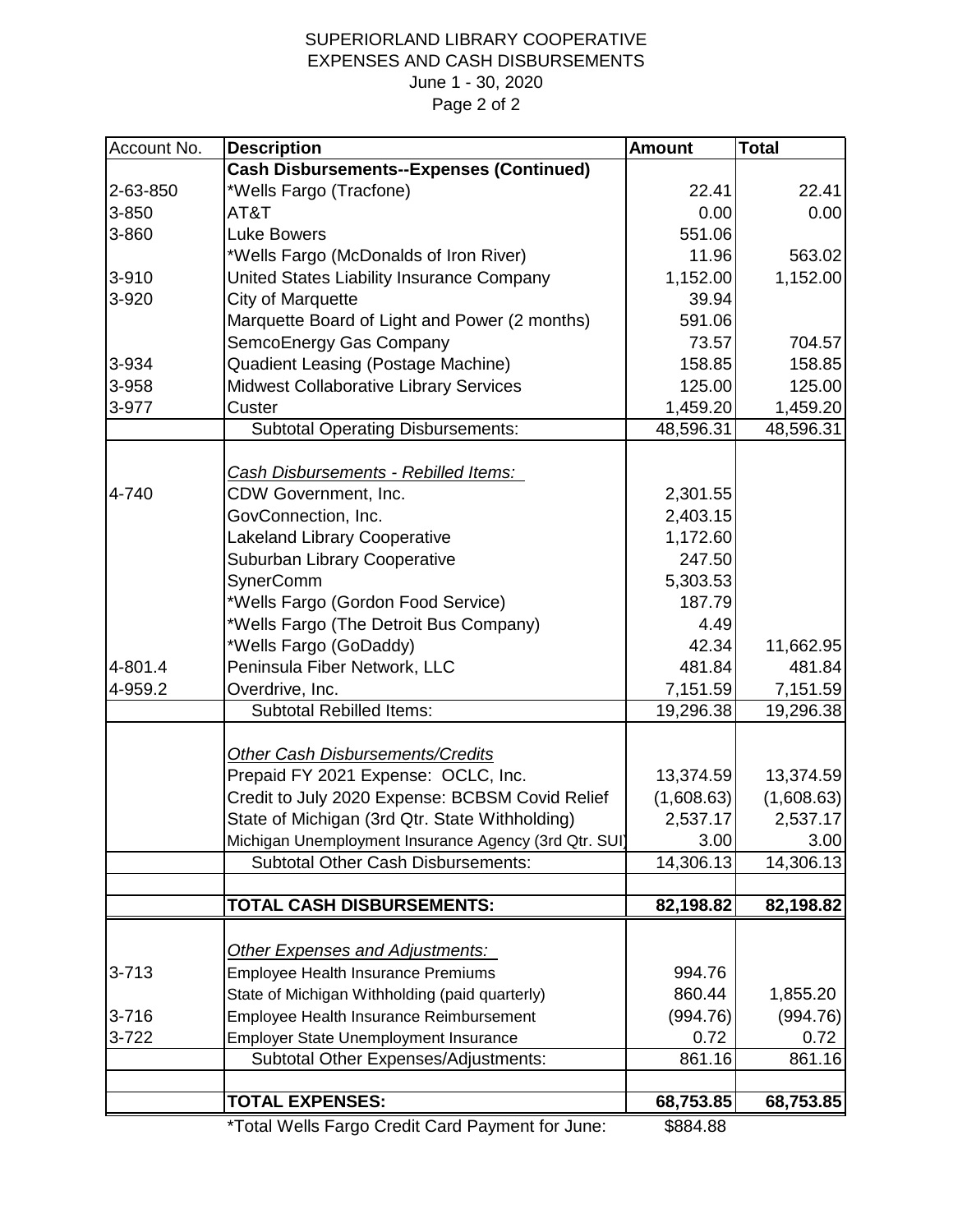# SUPERIORLAND LIBRARY COOPERATIVE
## EXPENSES AND CASH DISBURSEMENTS
June 1 - 30, 2020

| Account No. | Description | Amount | Total |
|---|---|---|---|
| | **Cash Disbursements--Expenses (Continued)** | | |
| 2-63-850 | *Wells Fargo (Tracfone) | 22.41 | 22.41 |
| 3-850 | AT&T | 0.00 | 0.00 |
| 3-860 | Luke Bowers | 551.06 | |
| | *Wells Fargo (McDonalds of Iron River) | 11.96 | 563.02 |
| 3-910 | United States Liability Insurance Company | 1,152.00 | 1,152.00 |
| 3-920 | City of Marquette | 39.94 | |
| | Marquette Board of Light and Power (2 months) | 591.06 | |
| | SemcoEnergy Gas Company | 73.57 | 704.57 |
| 3-934 | Quadient Leasing (Postage Machine) | 158.85 | 158.85 |
| 3-958 | Midwest Collaborative Library Services | 125.00 | 125.00 |
| 3-977 | Custer | 1,459.20 | 1,459.20 |
| | Subtotal Operating Disbursements: | 48,596.31 | 48,596.31 |
| | *Cash Disbursements - Rebilled Items:* | | |
| 4-740 | CDW Government, Inc. | 2,301.55 | |
| | GovConnection, Inc. | 2,403.15 | |
| | Lakeland Library Cooperative | 1,172.60 | |
| | Suburban Library Cooperative | 247.50 | |
| | SynerComm | 5,303.53 | |
| | *Wells Fargo (Gordon Food Service) | 187.79 | |
| | *Wells Fargo (The Detroit Bus Company) | 4.49 | |
| | *Wells Fargo (GoDaddy) | 42.34 | 11,662.95 |
| 4-801.4 | Peninsula Fiber Network, LLC | 481.84 | 481.84 |
| 4-959.2 | Overdrive, Inc. | 7,151.59 | 7,151.59 |
| | Subtotal Rebilled Items: | 19,296.38 | 19,296.38 |
| | *Other Cash Disbursements/Credits* | | |
| | Prepaid FY 2021 Expense: OCLC, Inc. | 13,374.59 | 13,374.59 |
| | Credit to July 2020 Expense: BCBSM Covid Relief | (1,608.63) | (1,608.63) |
| | State of Michigan (3rd Qtr. State Withholding) | 2,537.17 | 2,537.17 |
| | Michigan Unemployment Insurance Agency (3rd Qtr. SUI) | 3.00 | 3.00 |
| | Subtotal Other Cash Disbursements: | 14,306.13 | 14,306.13 |
| | **TOTAL CASH DISBURSEMENTS:** | **82,198.82** | **82,198.82** |
| | *Other Expenses and Adjustments:* | | |
| 3-713 | Employee Health Insurance Premiums | 994.76 | |
| | State of Michigan Withholding (paid quarterly) | 860.44 | 1,855.20 |
| 3-716 | Employee Health Insurance Reimbursement | (994.76) | (994.76) |
| 3-722 | Employer State Unemployment Insurance | 0.72 | 0.72 |
| | Subtotal Other Expenses/Adjustments: | 861.16 | 861.16 |
| | **TOTAL EXPENSES:** | **68,753.85** | **68,753.85** |

*Total Wells Fargo Credit Card Payment for June: $884.88